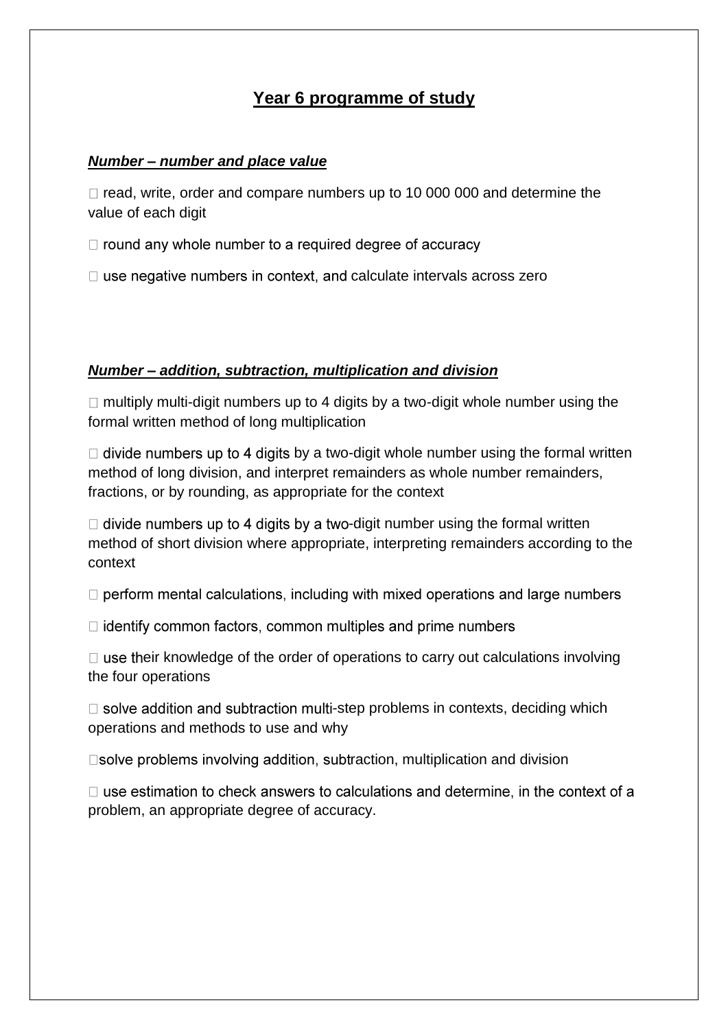# Year 6 programme of study

### ***Number – number and place value***

- read, write, order and compare numbers up to 10 000 000 and determine the value of each digit
- round any whole number to a required degree of accuracy
- use negative numbers in context, and calculate intervals across zero

### ***Number – addition, subtraction, multiplication and division***

- multiply multi-digit numbers up to 4 digits by a two-digit whole number using the formal written method of long multiplication
- divide numbers up to 4 digits by a two-digit whole number using the formal written method of long division, and interpret remainders as whole number remainders, fractions, or by rounding, as appropriate for the context
- divide numbers up to 4 digits by a two-digit number using the formal written method of short division where appropriate, interpreting remainders according to the context
- perform mental calculations, including with mixed operations and large numbers
- identify common factors, common multiples and prime numbers
- use their knowledge of the order of operations to carry out calculations involving the four operations
- solve addition and subtraction multi-step problems in contexts, deciding which operations and methods to use and why
- solve problems involving addition, subtraction, multiplication and division
- use estimation to check answers to calculations and determine, in the context of a problem, an appropriate degree of accuracy.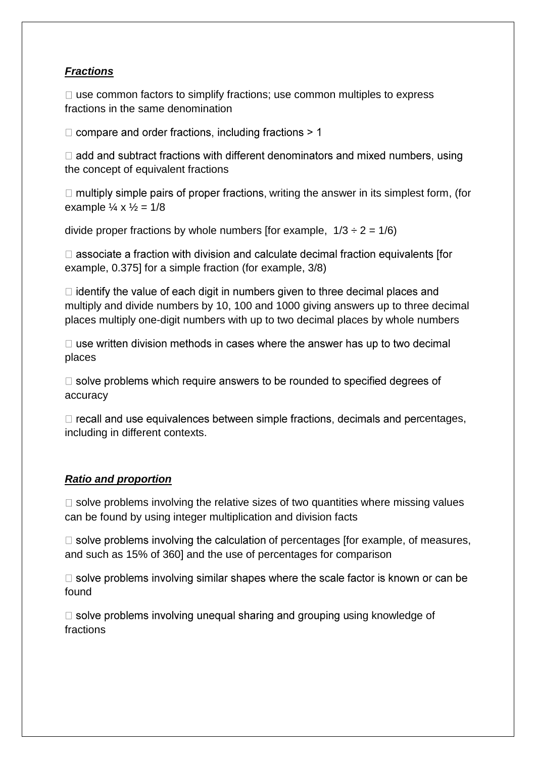***Fractions***

- use common factors to simplify fractions; use common multiples to express fractions in the same denomination

- compare and order fractions, including fractions > 1

- add and subtract fractions with different denominators and mixed numbers, using the concept of equivalent fractions

- multiply simple pairs of proper fractions, writing the answer in its simplest form, (for example ¼ x ½ = 1/8

divide proper fractions by whole numbers [for example, 1/3 ÷ 2 = 1/6)

- associate a fraction with division and calculate decimal fraction equivalents [for example, 0.375] for a simple fraction (for example, 3/8)

- identify the value of each digit in numbers given to three decimal places and multiply and divide numbers by 10, 100 and 1000 giving answers up to three decimal places multiply one-digit numbers with up to two decimal places by whole numbers

- use written division methods in cases where the answer has up to two decimal places

- solve problems which require answers to be rounded to specified degrees of accuracy

- recall and use equivalences between simple fractions, decimals and percentages, including in different contexts.

***Ratio and proportion***

- solve problems involving the relative sizes of two quantities where missing values can be found by using integer multiplication and division facts

- solve problems involving the calculation of percentages [for example, of measures, and such as 15% of 360] and the use of percentages for comparison

- solve problems involving similar shapes where the scale factor is known or can be found

- solve problems involving unequal sharing and grouping using knowledge of fractions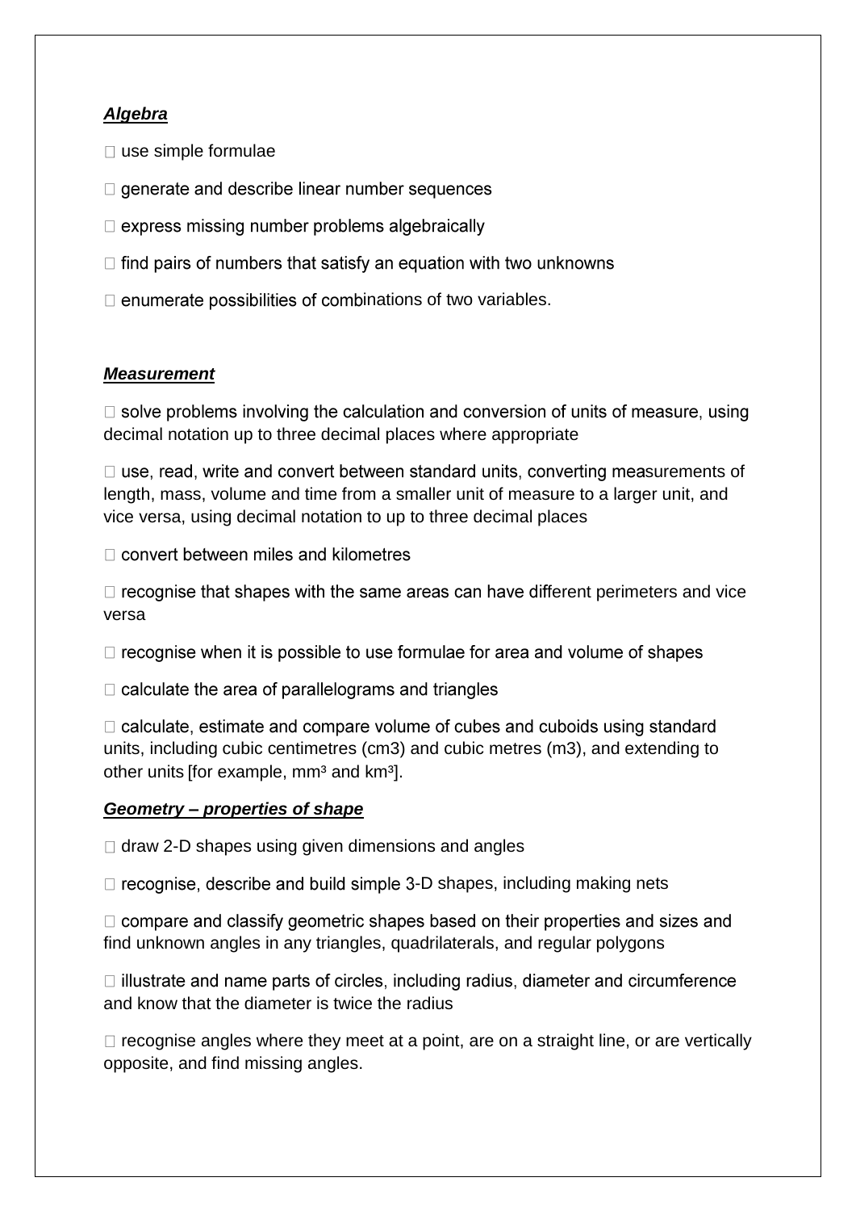***Algebra***

- use simple formulae
- generate and describe linear number sequences
- express missing number problems algebraically
- find pairs of numbers that satisfy an equation with two unknowns
- enumerate possibilities of combinations of two variables.

***Measurement***

- solve problems involving the calculation and conversion of units of measure, using decimal notation up to three decimal places where appropriate
- use, read, write and convert between standard units, converting measurements of length, mass, volume and time from a smaller unit of measure to a larger unit, and vice versa, using decimal notation to up to three decimal places
- convert between miles and kilometres
- recognise that shapes with the same areas can have different perimeters and vice versa
- recognise when it is possible to use formulae for area and volume of shapes
- calculate the area of parallelograms and triangles
- calculate, estimate and compare volume of cubes and cuboids using standard units, including cubic centimetres (cm3) and cubic metres (m3), and extending to other units [for example, $mm^3$ and $km^3$].

***Geometry – properties of shape***

- draw 2-D shapes using given dimensions and angles
- recognise, describe and build simple 3-D shapes, including making nets
- compare and classify geometric shapes based on their properties and sizes and find unknown angles in any triangles, quadrilaterals, and regular polygons
- illustrate and name parts of circles, including radius, diameter and circumference and know that the diameter is twice the radius
- recognise angles where they meet at a point, are on a straight line, or are vertically opposite, and find missing angles.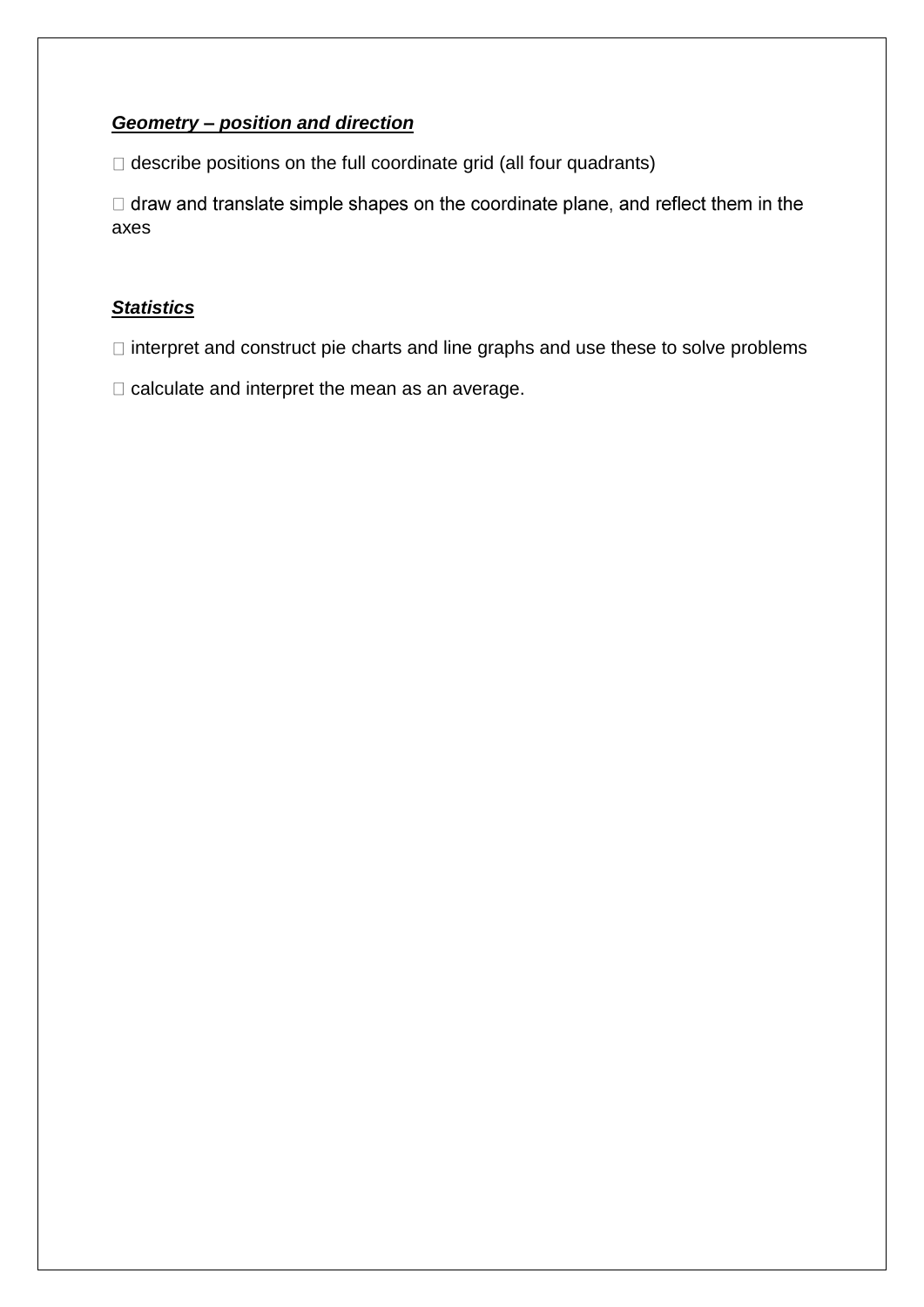***Geometry – position and direction***

- describe positions on the full coordinate grid (all four quadrants)
- draw and translate simple shapes on the coordinate plane, and reflect them in the axes

***Statistics***

- interpret and construct pie charts and line graphs and use these to solve problems
- calculate and interpret the mean as an average.